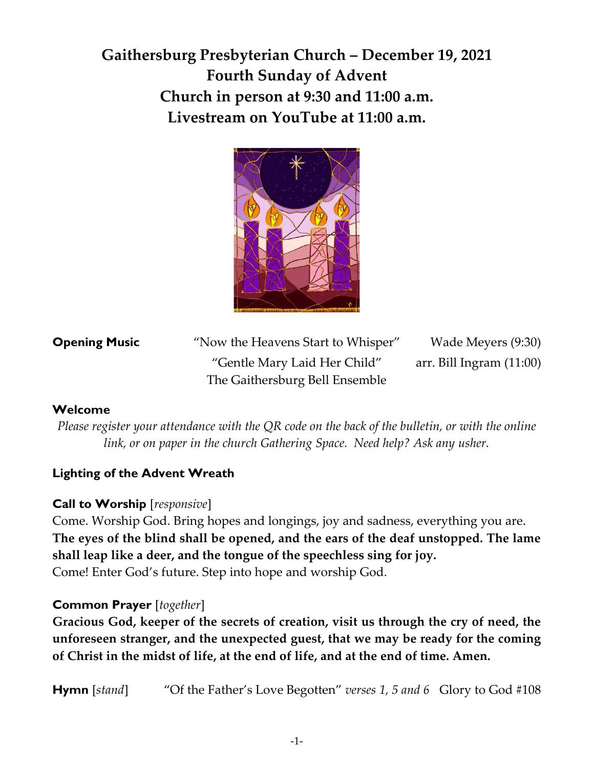# Gaithersburg Presbyterian Church – December 19, 2021
# Fourth Sunday of Advent
# Church in person at 9:30 and 11:00 a.m.
# Livestream on YouTube at 11:00 a.m.

**Opening Music** "Now the Heavens Start to Whisper" Wade Meyers (9:30)
"Gentle Mary Laid Her Child" arr. Bill Ingram (11:00)
The Gaithersburg Bell Ensemble

**Welcome**

*Please register your attendance with the QR code on the back of the bulletin, or with the online link, or on paper in the church Gathering Space. Need help? Ask any usher.*

**Lighting of the Advent Wreath**

**Call to Worship** [*responsive*]

Come. Worship God. Bring hopes and longings, joy and sadness, everything you are.

**The eyes of the blind shall be opened, and the ears of the deaf unstopped. The lame shall leap like a deer, and the tongue of the speechless sing for joy.**

Come! Enter God's future. Step into hope and worship God.

**Common Prayer** [*together*]

**Gracious God, keeper of the secrets of creation, visit us through the cry of need, the unforeseen stranger, and the unexpected guest, that we may be ready for the coming of Christ in the midst of life, at the end of life, and at the end of time. Amen.**

**Hymn** [*stand*] "Of the Father's Love Begotten" *verses 1, 5 and 6* Glory to God #108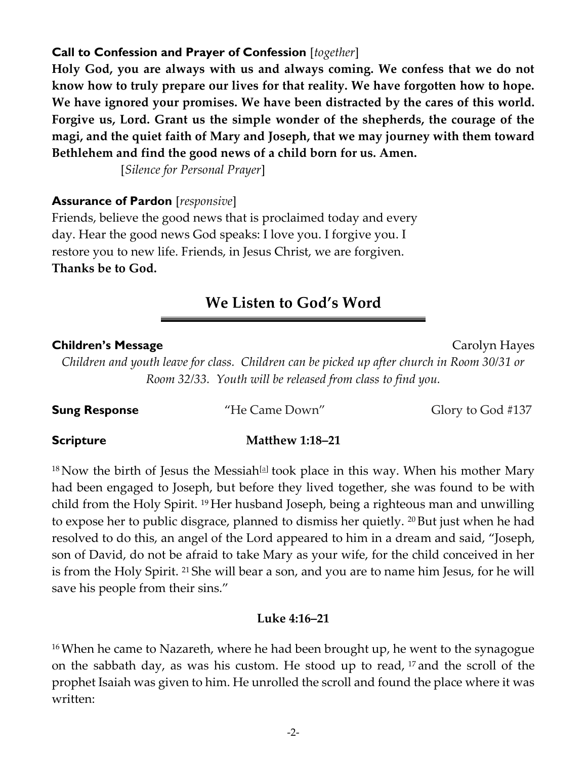**Call to Confession and Prayer of Confession** [*together*]

**Holy God, you are always with us and always coming. We confess that we do not know how to truly prepare our lives for that reality. We have forgotten how to hope. We have ignored your promises. We have been distracted by the cares of this world. Forgive us, Lord. Grant us the simple wonder of the shepherds, the courage of the magi, and the quiet faith of Mary and Joseph, that we may journey with them toward Bethlehem and find the good news of a child born for us. Amen.**

[*Silence for Personal Prayer*]

**Assurance of Pardon** [*responsive*]

Friends, believe the good news that is proclaimed today and every day. Hear the good news God speaks: I love you. I forgive you. I restore you to new life. Friends, in Jesus Christ, we are forgiven.
**Thanks be to God.**

## We Listen to God's Word

**Children's Message** Carolyn Hayes

*Children and youth leave for class. Children can be picked up after church in Room 30/31 or Room 32/33. Youth will be released from class to find you.*

**Sung Response** "He Came Down" Glory to God #137

**Scripture** **Matthew 1:18–21**

18 Now the birth of Jesus the Messiah[a] took place in this way. When his mother Mary had been engaged to Joseph, but before they lived together, she was found to be with child from the Holy Spirit. 19 Her husband Joseph, being a righteous man and unwilling to expose her to public disgrace, planned to dismiss her quietly. 20 But just when he had resolved to do this, an angel of the Lord appeared to him in a dream and said, "Joseph, son of David, do not be afraid to take Mary as your wife, for the child conceived in her is from the Holy Spirit. 21 She will bear a son, and you are to name him Jesus, for he will save his people from their sins."

**Luke 4:16–21**

16 When he came to Nazareth, where he had been brought up, he went to the synagogue on the sabbath day, as was his custom. He stood up to read, 17 and the scroll of the prophet Isaiah was given to him. He unrolled the scroll and found the place where it was written: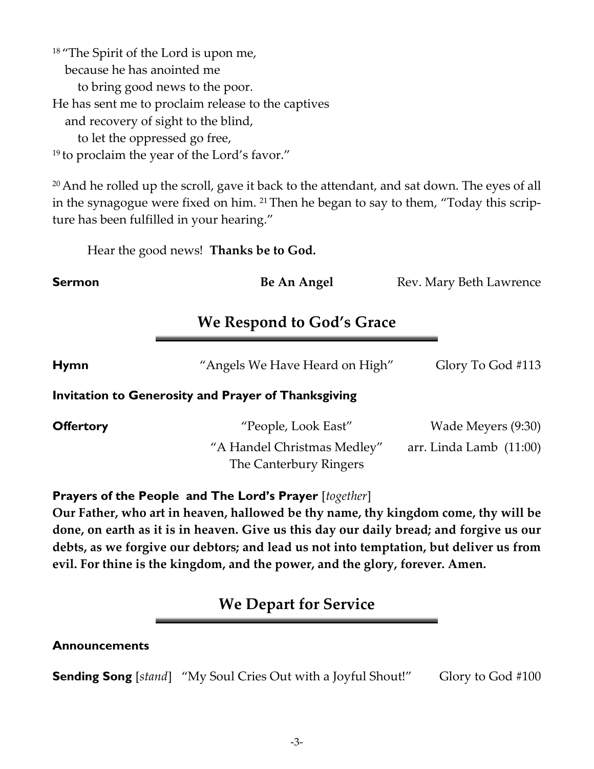[18] "The Spirit of the Lord is upon me,
because he has anointed me
to bring good news to the poor.
He has sent me to proclaim release to the captives
and recovery of sight to the blind,
to let the oppressed go free,
[19] to proclaim the year of the Lord's favor."

[20] And he rolled up the scroll, gave it back to the attendant, and sat down. The eyes of all in the synagogue were fixed on him. [21] Then he began to say to them, "Today this scripture has been fulfilled in your hearing."

Hear the good news! **Thanks be to God.**

**Sermon** **Be An Angel** Rev. Mary Beth Lawrence

## We Respond to God's Grace

**Hymn** "Angels We Have Heard on High" Glory To God #113

**Invitation to Generosity and Prayer of Thanksgiving**

**Offertory** "People, Look East" Wade Meyers (9:30)
"A Handel Christmas Medley" arr. Linda Lamb (11:00)
The Canterbury Ringers

**Prayers of the People and The Lord's Prayer** [*together*]
**Our Father, who art in heaven, hallowed be thy name, thy kingdom come, thy will be done, on earth as it is in heaven. Give us this day our daily bread; and forgive us our debts, as we forgive our debtors; and lead us not into temptation, but deliver us from evil. For thine is the kingdom, and the power, and the glory, forever. Amen.**

## We Depart for Service

**Announcements**

**Sending Song** [*stand*] "My Soul Cries Out with a Joyful Shout!" Glory to God #100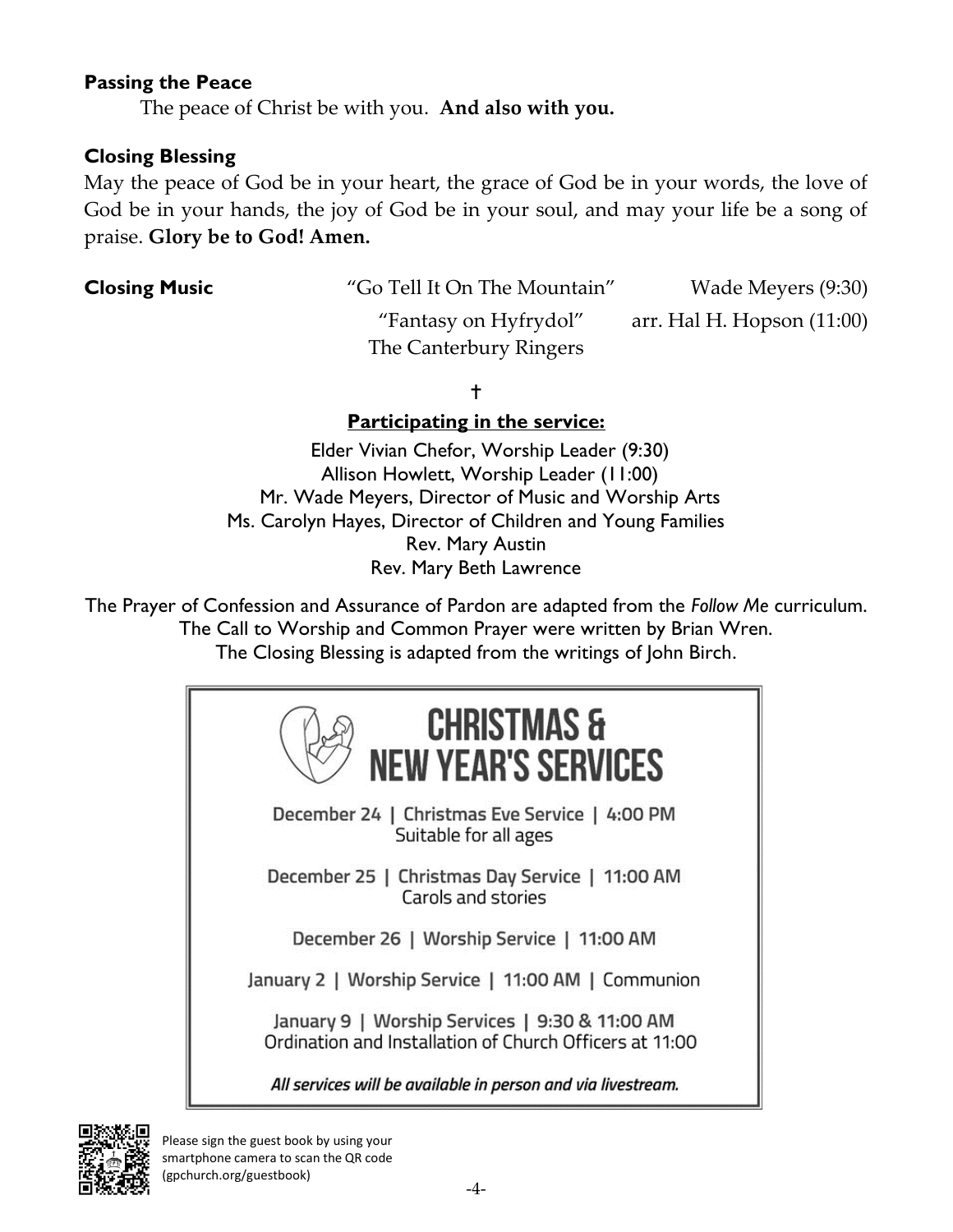**Passing the Peace**

The peace of Christ be with you. **And also with you.**

**Closing Blessing**

May the peace of God be in your heart, the grace of God be in your words, the love of God be in your hands, the joy of God be in your soul, and may your life be a song of praise. **Glory be to God! Amen.**

**Closing Music** "Go Tell It On The Mountain" Wade Meyers (9:30)

"Fantasy on Hyfrydol" arr. Hal H. Hopson (11:00)
The Canterbury Ringers

†

**Participating in the service:**

Elder Vivian Chefor, Worship Leader (9:30)
Allison Howlett, Worship Leader (11:00)
Mr. Wade Meyers, Director of Music and Worship Arts
Ms. Carolyn Hayes, Director of Children and Young Families
Rev. Mary Austin
Rev. Mary Beth Lawrence

The Prayer of Confession and Assurance of Pardon are adapted from the *Follow Me* curriculum.
The Call to Worship and Common Prayer were written by Brian Wren.
The Closing Blessing is adapted from the writings of John Birch.

## CHRISTMAS & NEW YEAR'S SERVICES

December 24 | Christmas Eve Service | 4:00 PM
Suitable for all ages

December 25 | Christmas Day Service | 11:00 AM
Carols and stories

December 26 | Worship Service | 11:00 AM

January 2 | Worship Service | 11:00 AM | Communion

January 9 | Worship Services | 9:30 & 11:00 AM
Ordination and Installation of Church Officers at 11:00

***All services will be available in person and via livestream.***

Please sign the guest book by using your smartphone camera to scan the QR code (gpchurch.org/guestbook)